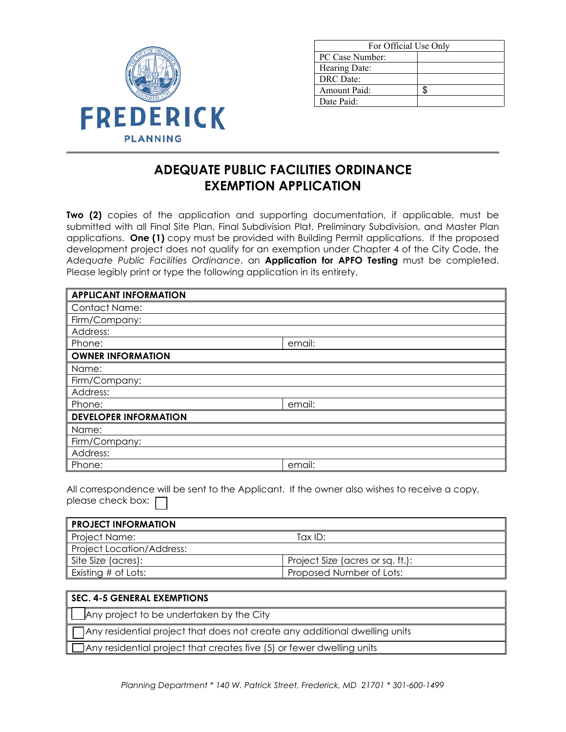FREDERICK

PLANNING

| For Official Use Only | |
|---|---|
| PC Case Number: | |
| Hearing Date: | |
| DRC Date: | |
| Amount Paid: | $ |
| Date Paid: | |

# ADEQUATE PUBLIC FACILITIES ORDINANCE EXEMPTION APPLICATION

**Two (2)** copies of the application and supporting documentation, if applicable, must be submitted with all Final Site Plan, Final Subdivision Plat, Preliminary Subdivision, and Master Plan applications. **One (1)** copy must be provided with Building Permit applications. If the proposed development project does not qualify for an exemption under Chapter 4 of the City Code, the *Adequate Public Facilities Ordinance*, an **Application for APFO Testing** must be completed. Please legibly print or type the following application in its entirety.

| **APPLICANT INFORMATION** | |
|---|---|
| Contact Name: | |
| Firm/Company: | |
| Address: | |
| Phone: | email: |
| **OWNER INFORMATION** | |
| Name: | |
| Firm/Company: | |
| Address: | |
| Phone: | email: |
| **DEVELOPER INFORMATION** | |
| Name: | |
| Firm/Company: | |
| Address: | |
| Phone: | email: |

All correspondence will be sent to the Applicant. If the owner also wishes to receive a copy, please check box: ☐

| **PROJECT INFORMATION** | |
|---|---|
| Project Name: | Tax ID: |
| Project Location/Address: | |
| Site Size (acres): | Project Size (acres or sq. ft.): |
| Existing # of Lots: | Proposed Number of Lots: |

| **SEC. 4-5 GENERAL EXEMPTIONS** |
|---|
| ☐ Any project to be undertaken by the City |
| ☐ Any residential project that does not create any additional dwelling units |
| ☐ Any residential project that creates five (5) or fewer dwelling units |

*Planning Department * 140 W. Patrick Street, Frederick, MD 21701 * 301-600-1499*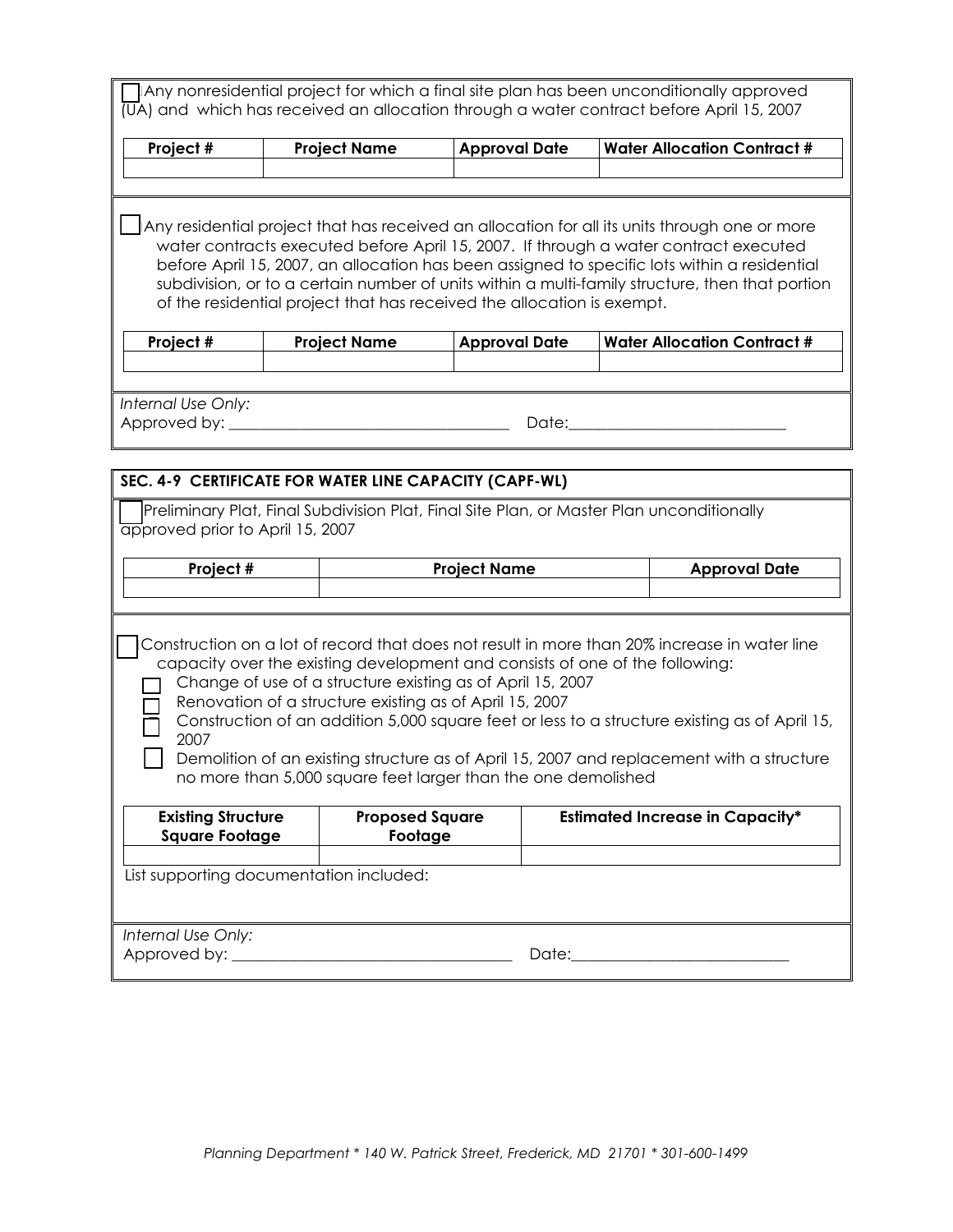☐ Any nonresidential project for which a final site plan has been unconditionally approved (UA) and which has received an allocation through a water contract before April 15, 2007

| Project # | Project Name | Approval Date | Water Allocation Contract # |
| --- | --- | --- | --- |
| | | | |

☐ Any residential project that has received an allocation for all its units through one or more water contracts executed before April 15, 2007. If through a water contract executed before April 15, 2007, an allocation has been assigned to specific lots within a residential subdivision, or to a certain number of units within a multi-family structure, then that portion of the residential project that has received the allocation is exempt.

| Project # | Project Name | Approval Date | Water Allocation Contract # |
| --- | --- | --- | --- |
| | | | |

*Internal Use Only:*
Approved by: ___________________________________ Date:___________________________

**SEC. 4-9 CERTIFICATE FOR WATER LINE CAPACITY (CAPF-WL)**

☐ Preliminary Plat, Final Subdivision Plat, Final Site Plan, or Master Plan unconditionally approved prior to April 15, 2007

| Project # | Project Name | Approval Date |
| --- | --- | --- |
| | | |

☐ Construction on a lot of record that does not result in more than 20% increase in water line capacity over the existing development and consists of one of the following:

- ☐ Change of use of a structure existing as of April 15, 2007
- ☐ Renovation of a structure existing as of April 15, 2007
- ☐ Construction of an addition 5,000 square feet or less to a structure existing as of April 15, 2007
- ☐ Demolition of an existing structure as of April 15, 2007 and replacement with a structure no more than 5,000 square feet larger than the one demolished

| Existing Structure Square Footage | Proposed Square Footage | Estimated Increase in Capacity* |
| --- | --- | --- |
| | | |

List supporting documentation included:

*Internal Use Only:*
Approved by: ___________________________________ Date:___________________________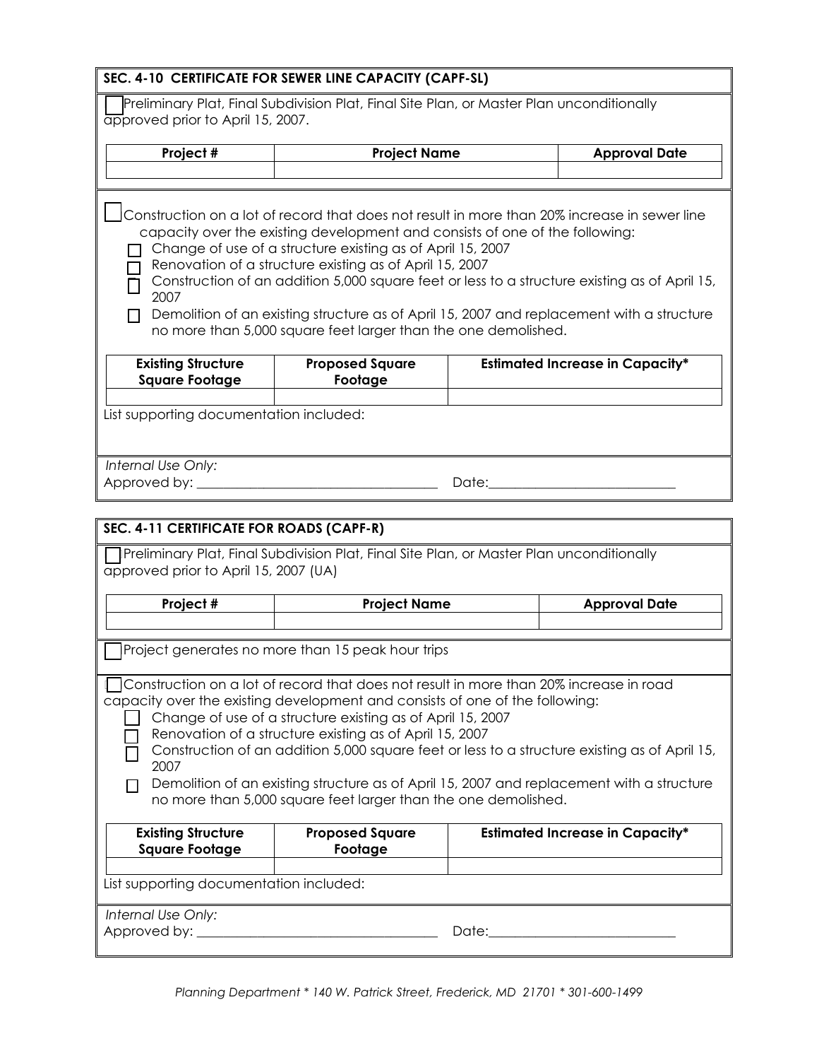## SEC. 4-10 CERTIFICATE FOR SEWER LINE CAPACITY (CAPF-SL)

☐ Preliminary Plat, Final Subdivision Plat, Final Site Plan, or Master Plan unconditionally approved prior to April 15, 2007.

| Project # | Project Name | Approval Date |
|---|---|---|
| | | |

☐ Construction on a lot of record that does not result in more than 20% increase in sewer line capacity over the existing development and consists of one of the following:

- ☐ Change of use of a structure existing as of April 15, 2007
- ☐ Renovation of a structure existing as of April 15, 2007
- ☐ Construction of an addition 5,000 square feet or less to a structure existing as of April 15, 2007
- ☐ Demolition of an existing structure as of April 15, 2007 and replacement with a structure no more than 5,000 square feet larger than the one demolished.

| Existing Structure Square Footage | Proposed Square Footage | Estimated Increase in Capacity* |
|---|---|---|
| | | |

List supporting documentation included:

*Internal Use Only:*
Approved by: ___________________________________ Date:___________________________

## SEC. 4-11 CERTIFICATE FOR ROADS (CAPF-R)

☐ Preliminary Plat, Final Subdivision Plat, Final Site Plan, or Master Plan unconditionally approved prior to April 15, 2007 (UA)

| Project # | Project Name | Approval Date |
|---|---|---|
| | | |

☐ Project generates no more than 15 peak hour trips

☐ Construction on a lot of record that does not result in more than 20% increase in road capacity over the existing development and consists of one of the following:

- ☐ Change of use of a structure existing as of April 15, 2007
- ☐ Renovation of a structure existing as of April 15, 2007
- ☐ Construction of an addition 5,000 square feet or less to a structure existing as of April 15, 2007
- ☐ Demolition of an existing structure as of April 15, 2007 and replacement with a structure no more than 5,000 square feet larger than the one demolished.

| Existing Structure Square Footage | Proposed Square Footage | Estimated Increase in Capacity* |
|---|---|---|
| | | |

List supporting documentation included:

*Internal Use Only:*
Approved by: ___________________________________ Date:___________________________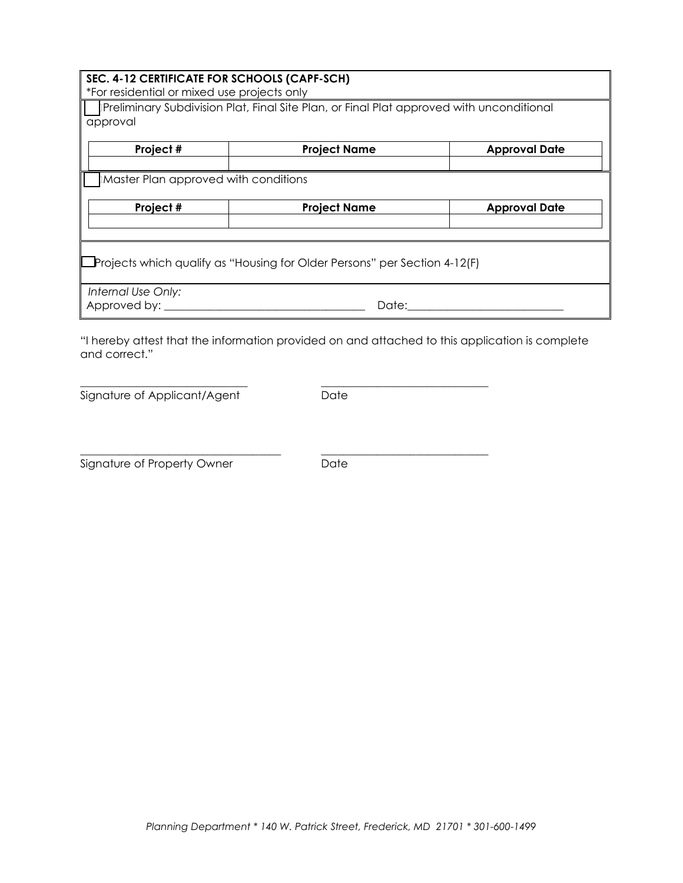**SEC. 4-12 CERTIFICATE FOR SCHOOLS (CAPF-SCH)**
*For residential or mixed use projects only

☐ Preliminary Subdivision Plat, Final Site Plan, or Final Plat approved with unconditional approval

| Project # | Project Name | Approval Date |
|---|---|---|
| | | |

☐ Master Plan approved with conditions

| Project # | Project Name | Approval Date |
|---|---|---|
| | | |

☐ Projects which qualify as "Housing for Older Persons" per Section 4-12(F)

*Internal Use Only:*
Approved by: ___________________________________ Date:___________________________

"I hereby attest that the information provided on and attached to this application is complete and correct."

_____________________________ _____________________________
Signature of Applicant/Agent Date

___________________________________ _____________________________
Signature of Property Owner Date

*Planning Department * 140 W. Patrick Street, Frederick, MD 21701 * 301-600-1499*